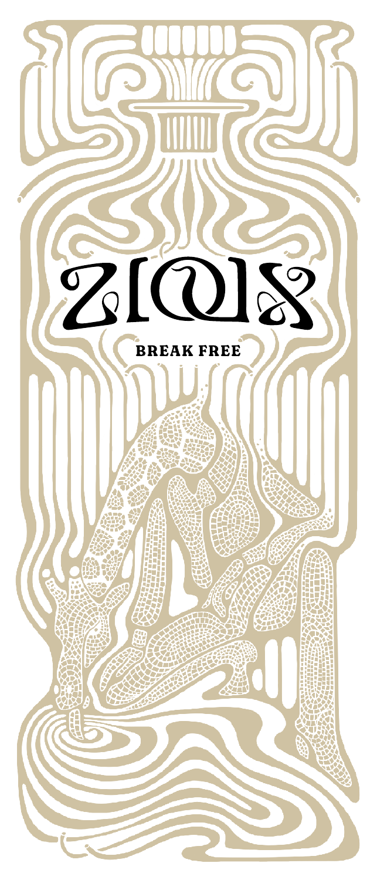# ZIOIX

**BREAK FREE**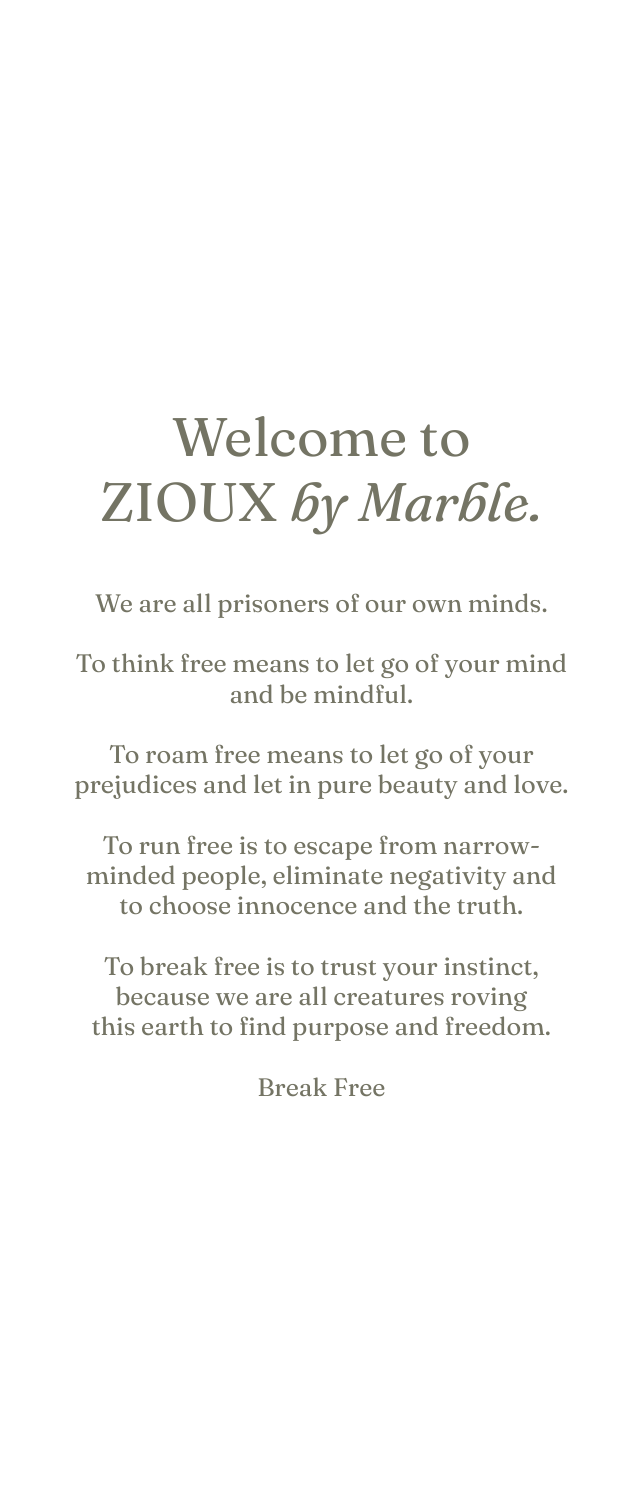# Welcome to ZIOUX *by Marble.*

We are all prisoners of our own minds.

To think free means to let go of your mind and be mindful.

To roam free means to let go of your prejudices and let in pure beauty and love.

To run free is to escape from narrow-minded people, eliminate negativity and to choose innocence and the truth.

To break free is to trust your instinct, because we are all creatures roving this earth to find purpose and freedom.

Break Free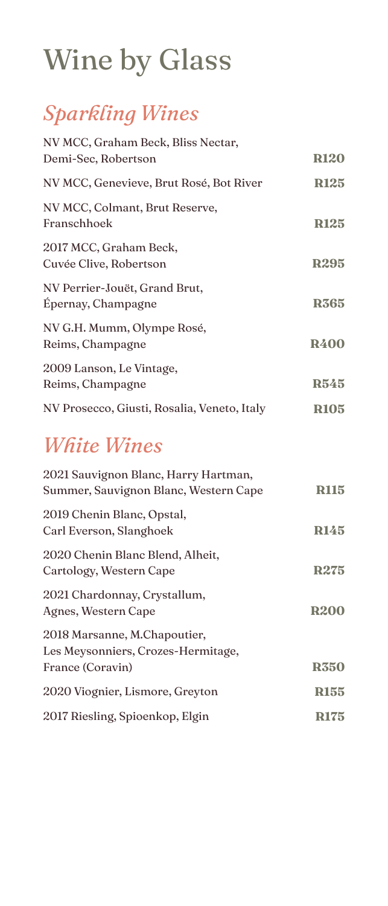# Wine by Glass

## *Sparkling Wines*

| | |
|---|---|
| NV MCC, Graham Beck, Bliss Nectar, Demi-Sec, Robertson | **R120** |
| NV MCC, Genevieve, Brut Rosé, Bot River | **R125** |
| NV MCC, Colmant, Brut Reserve, Franschhoek | **R125** |
| 2017 MCC, Graham Beck, Cuvée Clive, Robertson | **R295** |
| NV Perrier-Jouët, Grand Brut, Épernay, Champagne | **R365** |
| NV G.H. Mumm, Olympe Rosé, Reims, Champagne | **R400** |
| 2009 Lanson, Le Vintage, Reims, Champagne | **R545** |
| NV Prosecco, Giusti, Rosalia, Veneto, Italy | **R105** |

## *White Wines*

| | |
|---|---|
| 2021 Sauvignon Blanc, Harry Hartman, Summer, Sauvignon Blanc, Western Cape | **R115** |
| 2019 Chenin Blanc, Opstal, Carl Everson, Slanghoek | **R145** |
| 2020 Chenin Blanc Blend, Alheit, Cartology, Western Cape | **R275** |
| 2021 Chardonnay, Crystallum, Agnes, Western Cape | **R200** |
| 2018 Marsanne, M.Chapoutier, Les Meysonniers, Crozes-Hermitage, France (Coravin) | **R350** |
| 2020 Viognier, Lismore, Greyton | **R155** |
| 2017 Riesling, Spioenkop, Elgin | **R175** |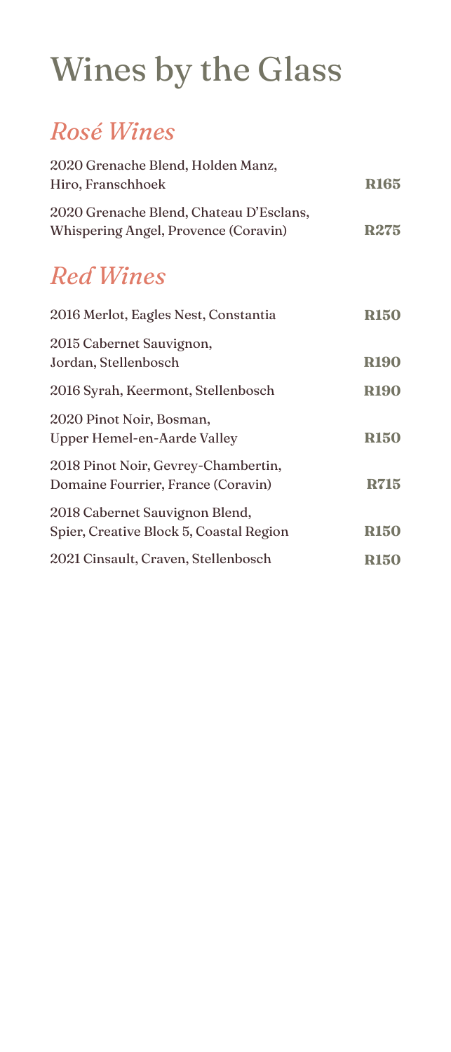# Wines by the Glass

## *Rosé Wines*

| Wine | Price |
| --- | --- |
| 2020 Grenache Blend, Holden Manz, Hiro, Franschhoek | **R165** |
| 2020 Grenache Blend, Chateau D'Esclans, Whispering Angel, Provence (Coravin) | **R275** |

## *Red Wines*

| Wine | Price |
| --- | --- |
| 2016 Merlot, Eagles Nest, Constantia | **R150** |
| 2015 Cabernet Sauvignon, Jordan, Stellenbosch | **R190** |
| 2016 Syrah, Keermont, Stellenbosch | **R190** |
| 2020 Pinot Noir, Bosman, Upper Hemel-en-Aarde Valley | **R150** |
| 2018 Pinot Noir, Gevrey-Chambertin, Domaine Fourrier, France (Coravin) | **R715** |
| 2018 Cabernet Sauvignon Blend, Spier, Creative Block 5, Coastal Region | **R150** |
| 2021 Cinsault, Craven, Stellenbosch | **R150** |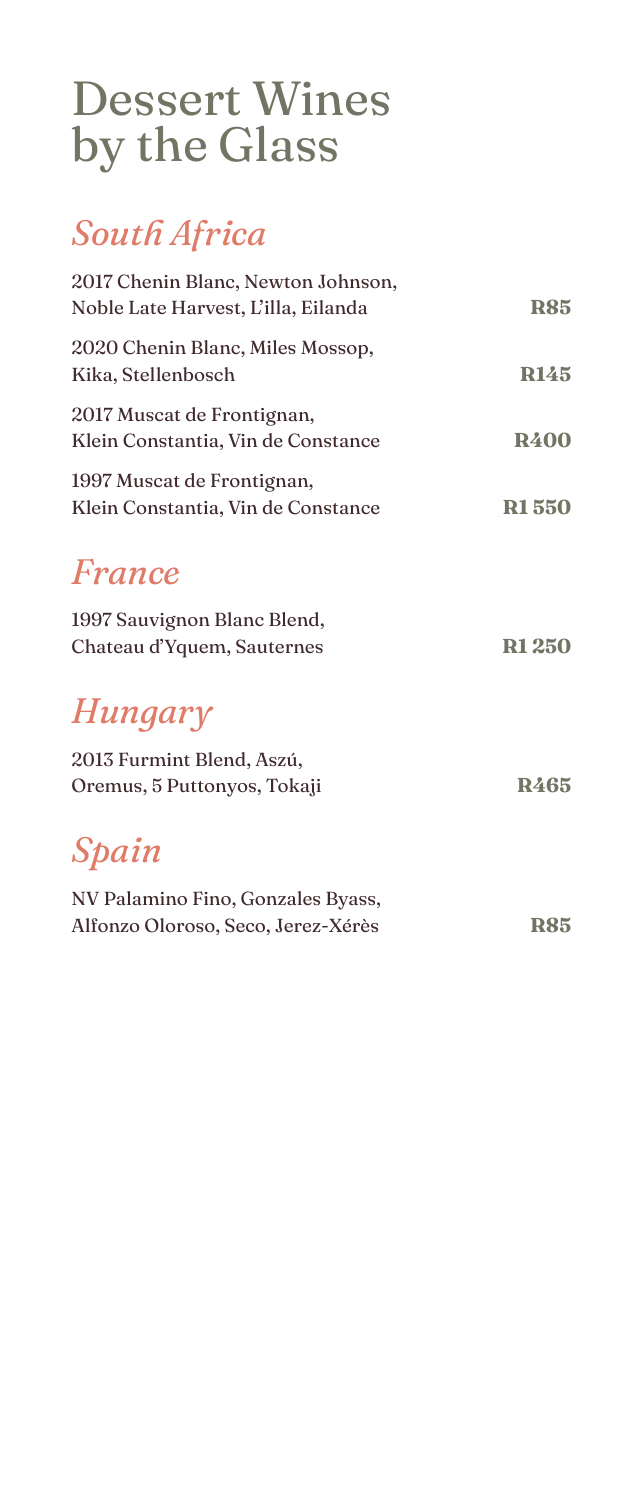# Dessert Wines by the Glass

## *South Africa*

2017 Chenin Blanc, Newton Johnson,
Noble Late Harvest, L'illa, Eilanda **R85**

2020 Chenin Blanc, Miles Mossop,
Kika, Stellenbosch **R145**

2017 Muscat de Frontignan,
Klein Constantia, Vin de Constance **R400**

1997 Muscat de Frontignan,
Klein Constantia, Vin de Constance **R1 550**

## *France*

1997 Sauvignon Blanc Blend,
Chateau d'Yquem, Sauternes **R1 250**

## *Hungary*

2013 Furmint Blend, Aszú,
Oremus, 5 Puttonyos, Tokaji **R465**

## *Spain*

NV Palamino Fino, Gonzales Byass,
Alfonzo Oloroso, Seco, Jerez-Xérès **R85**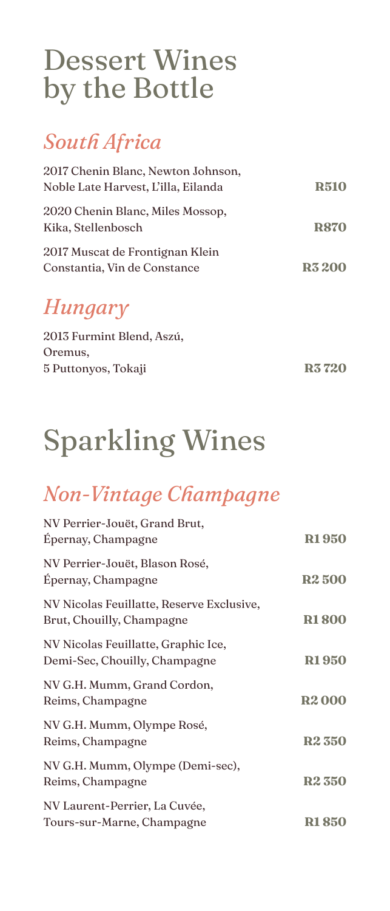# Dessert Wines by the Bottle

## *South Africa*

| | |
|---|---|
| 2017 Chenin Blanc, Newton Johnson, Noble Late Harvest, L'illa, Eilanda | **R510** |
| 2020 Chenin Blanc, Miles Mossop, Kika, Stellenbosch | **R870** |
| 2017 Muscat de Frontignan Klein Constantia, Vin de Constance | **R3 200** |

## *Hungary*

| | |
|---|---|
| 2013 Furmint Blend, Aszú, Oremus, 5 Puttonyos, Tokaji | **R3 720** |

# Sparkling Wines

## *Non-Vintage Champagne*

| | |
|---|---|
| NV Perrier-Jouët, Grand Brut, Épernay, Champagne | **R1 950** |
| NV Perrier-Jouët, Blason Rosé, Épernay, Champagne | **R2 500** |
| NV Nicolas Feuillatte, Reserve Exclusive, Brut, Chouilly, Champagne | **R1 800** |
| NV Nicolas Feuillatte, Graphic Ice, Demi-Sec, Chouilly, Champagne | **R1 950** |
| NV G.H. Mumm, Grand Cordon, Reims, Champagne | **R2 000** |
| NV G.H. Mumm, Olympe Rosé, Reims, Champagne | **R2 350** |
| NV G.H. Mumm, Olympe (Demi-sec), Reims, Champagne | **R2 350** |
| NV Laurent-Perrier, La Cuvée, Tours-sur-Marne, Champagne | **R1 850** |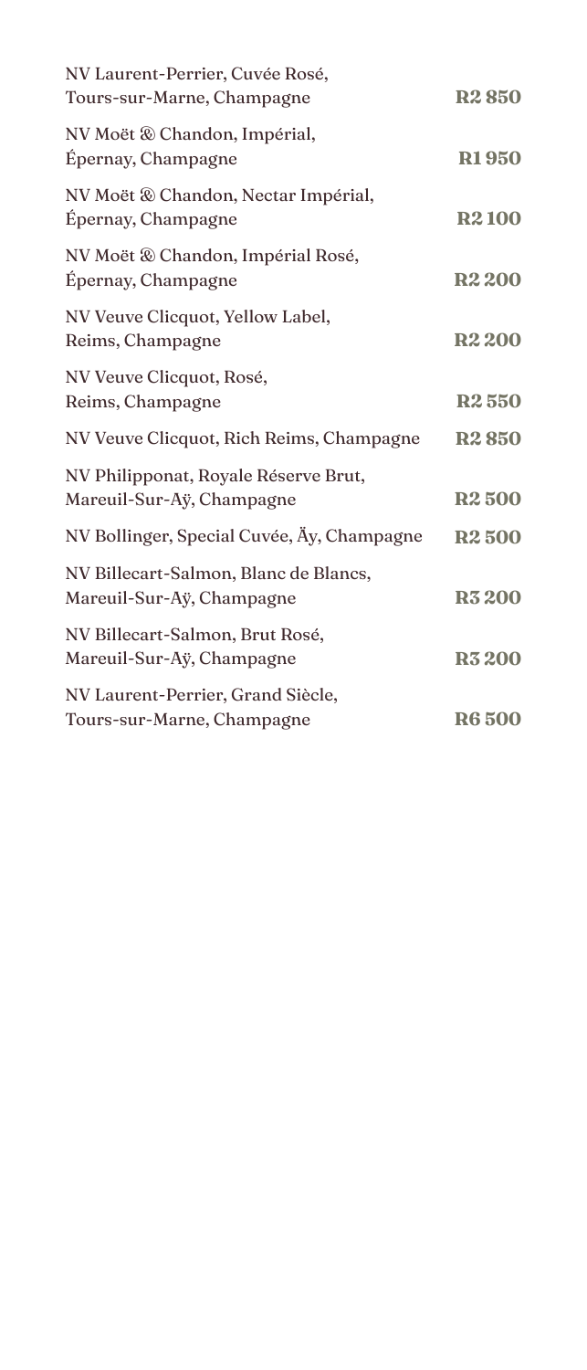NV Laurent-Perrier, Cuvée Rosé,
Tours-sur-Marne, Champagne **R2 850**

NV Moët & Chandon, Impérial,
Épernay, Champagne **R1 950**

NV Moët & Chandon, Nectar Impérial,
Épernay, Champagne **R2 100**

NV Moët & Chandon, Impérial Rosé,
Épernay, Champagne **R2 200**

NV Veuve Clicquot, Yellow Label,
Reims, Champagne **R2 200**

NV Veuve Clicquot, Rosé,
Reims, Champagne **R2 550**

NV Veuve Clicquot, Rich Reims, Champagne **R2 850**

NV Philipponat, Royale Réserve Brut,
Mareuil-Sur-Aÿ, Champagne **R2 500**

NV Bollinger, Special Cuvée, Äy, Champagne **R2 500**

NV Billecart-Salmon, Blanc de Blancs,
Mareuil-Sur-Aÿ, Champagne **R3 200**

NV Billecart-Salmon, Brut Rosé,
Mareuil-Sur-Aÿ, Champagne **R3 200**

NV Laurent-Perrier, Grand Siècle,
Tours-sur-Marne, Champagne **R6 500**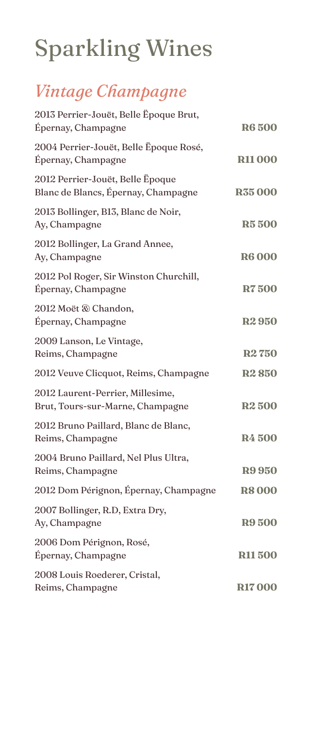# Sparkling Wines

## *Vintage Champagne*

| | |
|---|---|
| 2013 Perrier-Jouët, Belle Ëpoque Brut, Épernay, Champagne | **R6 500** |
| 2004 Perrier-Jouët, Belle Ëpoque Rosé, Épernay, Champagne | **R11 000** |
| 2012 Perrier-Jouët, Belle Ëpoque Blanc de Blancs, Épernay, Champagne | **R35 000** |
| 2013 Bollinger, B13, Blanc de Noir, Ay, Champagne | **R5 500** |
| 2012 Bollinger, La Grand Annee, Ay, Champagne | **R6 000** |
| 2012 Pol Roger, Sir Winston Churchill, Épernay, Champagne | **R7 500** |
| 2012 Moët & Chandon, Épernay, Champagne | **R2 950** |
| 2009 Lanson, Le Vintage, Reims, Champagne | **R2 750** |
| 2012 Veuve Clicquot, Reims, Champagne | **R2 850** |
| 2012 Laurent-Perrier, Millesime, Brut, Tours-sur-Marne, Champagne | **R2 500** |
| 2012 Bruno Paillard, Blanc de Blanc, Reims, Champagne | **R4 500** |
| 2004 Bruno Paillard, Nel Plus Ultra, Reims, Champagne | **R9 950** |
| 2012 Dom Pérignon, Épernay, Champagne | **R8 000** |
| 2007 Bollinger, R.D, Extra Dry, Ay, Champagne | **R9 500** |
| 2006 Dom Pérignon, Rosé, Épernay, Champagne | **R11 500** |
| 2008 Louis Roederer, Cristal, Reims, Champagne | **R17 000** |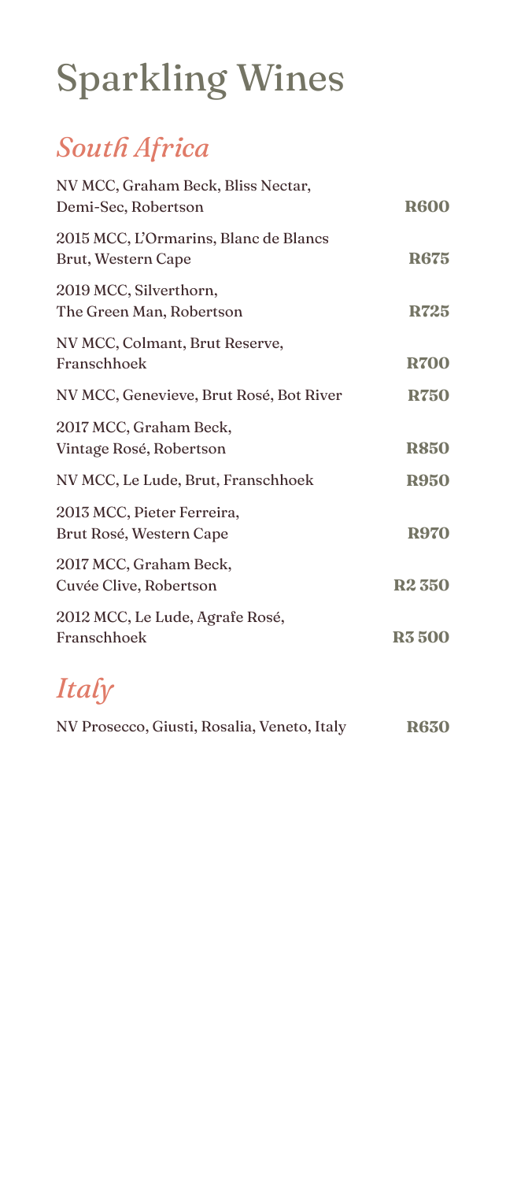# Sparkling Wines

## *South Africa*

| | |
|---|---|
| NV MCC, Graham Beck, Bliss Nectar, Demi-Sec, Robertson | **R600** |
| 2015 MCC, L'Ormarins, Blanc de Blancs Brut, Western Cape | **R675** |
| 2019 MCC, Silverthorn, The Green Man, Robertson | **R725** |
| NV MCC, Colmant, Brut Reserve, Franschhoek | **R700** |
| NV MCC, Genevieve, Brut Rosé, Bot River | **R750** |
| 2017 MCC, Graham Beck, Vintage Rosé, Robertson | **R850** |
| NV MCC, Le Lude, Brut, Franschhoek | **R950** |
| 2013 MCC, Pieter Ferreira, Brut Rosé, Western Cape | **R970** |
| 2017 MCC, Graham Beck, Cuvée Clive, Robertson | **R2 350** |
| 2012 MCC, Le Lude, Agrafe Rosé, Franschhoek | **R3 500** |

## *Italy*

| | |
|---|---|
| NV Prosecco, Giusti, Rosalia, Veneto, Italy | **R630** |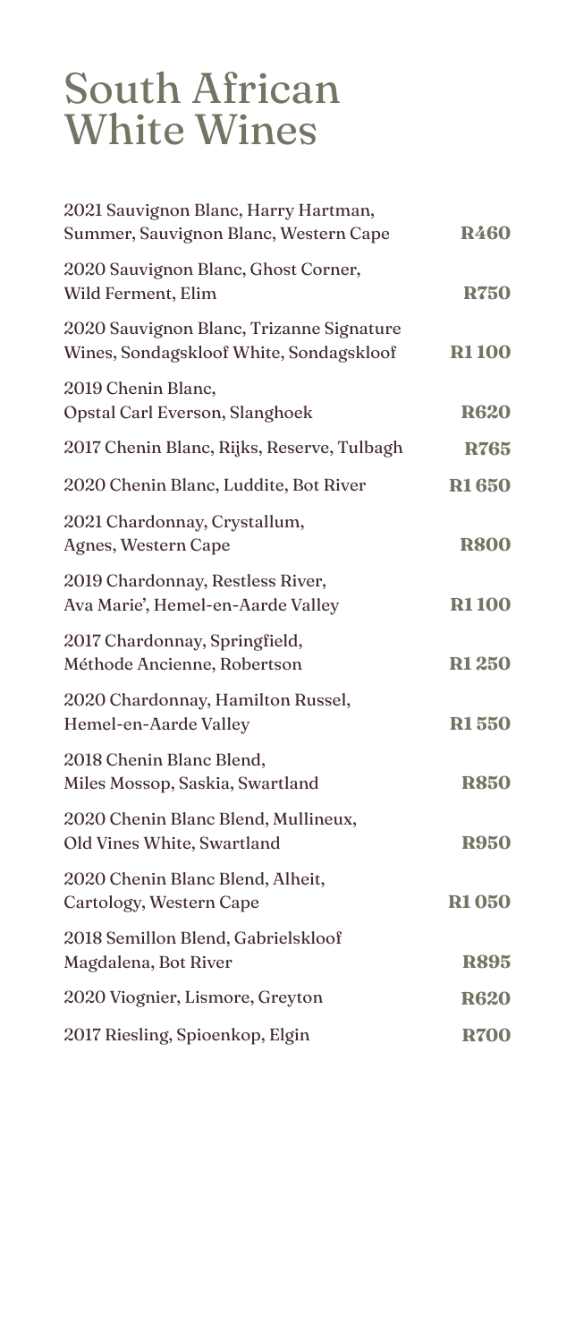# South African White Wines

| Wine | Price |
| --- | --- |
| 2021 Sauvignon Blanc, Harry Hartman, Summer, Sauvignon Blanc, Western Cape | **R460** |
| 2020 Sauvignon Blanc, Ghost Corner, Wild Ferment, Elim | **R750** |
| 2020 Sauvignon Blanc, Trizanne Signature Wines, Sondagskloof White, Sondagskloof | **R1 100** |
| 2019 Chenin Blanc, Opstal Carl Everson, Slanghoek | **R620** |
| 2017 Chenin Blanc, Rijks, Reserve, Tulbagh | **R765** |
| 2020 Chenin Blanc, Luddite, Bot River | **R1 650** |
| 2021 Chardonnay, Crystallum, Agnes, Western Cape | **R800** |
| 2019 Chardonnay, Restless River, Ava Marie', Hemel-en-Aarde Valley | **R1 100** |
| 2017 Chardonnay, Springfield, Méthode Ancienne, Robertson | **R1 250** |
| 2020 Chardonnay, Hamilton Russel, Hemel-en-Aarde Valley | **R1 550** |
| 2018 Chenin Blanc Blend, Miles Mossop, Saskia, Swartland | **R850** |
| 2020 Chenin Blanc Blend, Mullineux, Old Vines White, Swartland | **R950** |
| 2020 Chenin Blanc Blend, Alheit, Cartology, Western Cape | **R1 050** |
| 2018 Semillon Blend, Gabrielskloof Magdalena, Bot River | **R895** |
| 2020 Viognier, Lismore, Greyton | **R620** |
| 2017 Riesling, Spioenkop, Elgin | **R700** |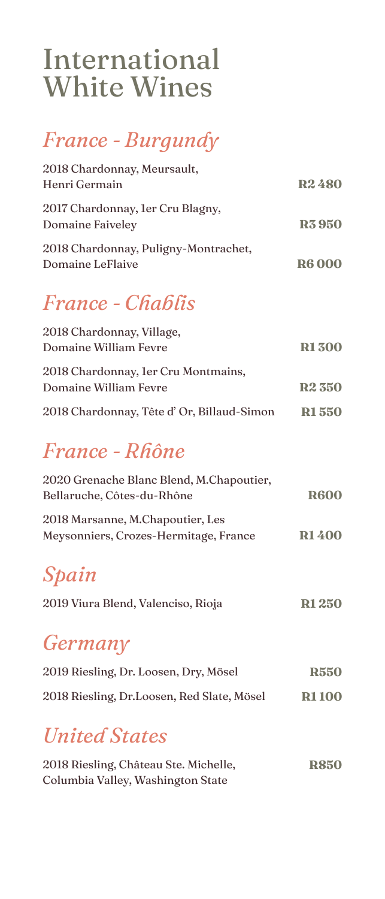# International White Wines

## *France - Burgundy*

| | |
|---|---|
| 2018 Chardonnay, Meursault, Henri Germain | **R2 480** |
| 2017 Chardonnay, 1er Cru Blagny, Domaine Faiveley | **R3 950** |
| 2018 Chardonnay, Puligny-Montrachet, Domaine LeFlaive | **R6 000** |

## *France - Chablis*

| | |
|---|---|
| 2018 Chardonnay, Village, Domaine William Fevre | **R1 300** |
| 2018 Chardonnay, 1er Cru Montmains, Domaine William Fevre | **R2 350** |
| 2018 Chardonnay, Tête d' Or, Billaud-Simon | **R1 550** |

## *France - Rhône*

| | |
|---|---|
| 2020 Grenache Blanc Blend, M.Chapoutier, Bellaruche, Côtes-du-Rhône | **R600** |
| 2018 Marsanne, M.Chapoutier, Les Meysonniers, Crozes-Hermitage, France | **R1 400** |

## *Spain*

| | |
|---|---|
| 2019 Viura Blend, Valenciso, Rioja | **R1 250** |

## *Germany*

| | |
|---|---|
| 2019 Riesling, Dr. Loosen, Dry, Mösel | **R550** |
| 2018 Riesling, Dr.Loosen, Red Slate, Mösel | **R1 100** |

## *United States*

| | |
|---|---|
| 2018 Riesling, Château Ste. Michelle, Columbia Valley, Washington State | **R850** |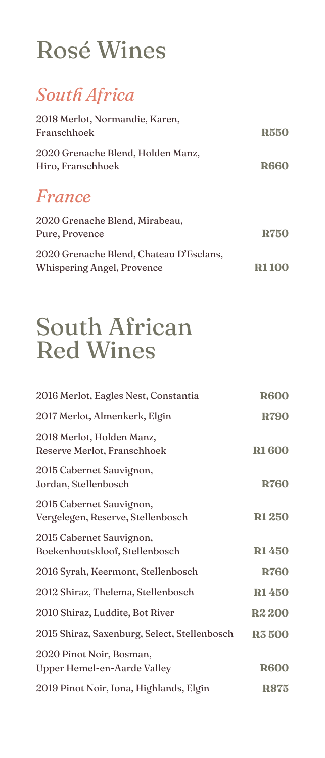# Rosé Wines

## *South Africa*

| | |
|---|---|
| 2018 Merlot, Normandie, Karen, Franschhoek | **R550** |
| 2020 Grenache Blend, Holden Manz, Hiro, Franschhoek | **R660** |

## *France*

| | |
|---|---|
| 2020 Grenache Blend, Mirabeau, Pure, Provence | **R750** |
| 2020 Grenache Blend, Chateau D'Esclans, Whispering Angel, Provence | **R1 100** |

# South African Red Wines

| | |
|---|---|
| 2016 Merlot, Eagles Nest, Constantia | **R600** |
| 2017 Merlot, Almenkerk, Elgin | **R790** |
| 2018 Merlot, Holden Manz, Reserve Merlot, Franschhoek | **R1 600** |
| 2015 Cabernet Sauvignon, Jordan, Stellenbosch | **R760** |
| 2015 Cabernet Sauvignon, Vergelegen, Reserve, Stellenbosch | **R1 250** |
| 2015 Cabernet Sauvignon, Boekenhoutskloof, Stellenbosch | **R1 450** |
| 2016 Syrah, Keermont, Stellenbosch | **R760** |
| 2012 Shiraz, Thelema, Stellenbosch | **R1 450** |
| 2010 Shiraz, Luddite, Bot River | **R2 200** |
| 2015 Shiraz, Saxenburg, Select, Stellenbosch | **R3 500** |
| 2020 Pinot Noir, Bosman, Upper Hemel-en-Aarde Valley | **R600** |
| 2019 Pinot Noir, Iona, Highlands, Elgin | **R875** |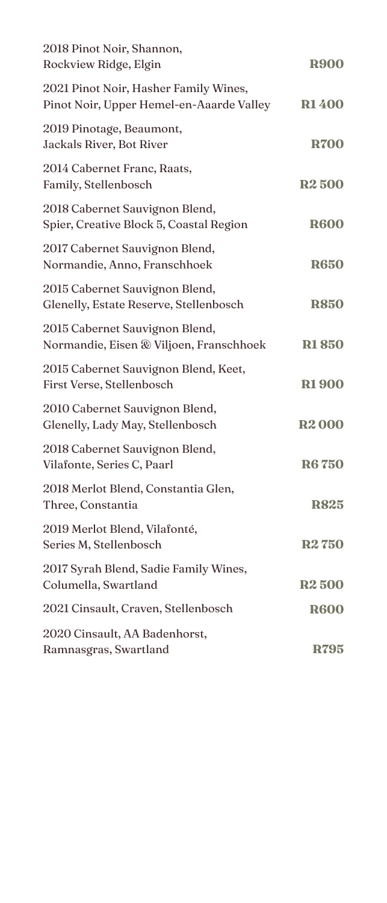| | |
|---|---|
| 2018 Pinot Noir, Shannon, Rockview Ridge, Elgin | **R900** |
| 2021 Pinot Noir, Hasher Family Wines, Pinot Noir, Upper Hemel-en-Aarde Valley | **R1 400** |
| 2019 Pinotage, Beaumont, Jackals River, Bot River | **R700** |
| 2014 Cabernet Franc, Raats, Family, Stellenbosch | **R2 500** |
| 2018 Cabernet Sauvignon Blend, Spier, Creative Block 5, Coastal Region | **R600** |
| 2017 Cabernet Sauvignon Blend, Normandie, Anno, Franschhoek | **R650** |
| 2015 Cabernet Sauvignon Blend, Glenelly, Estate Reserve, Stellenbosch | **R850** |
| 2015 Cabernet Sauvignon Blend, Normandie, Eisen & Viljoen, Franschhoek | **R1 850** |
| 2015 Cabernet Sauvignon Blend, Keet, First Verse, Stellenbosch | **R1 900** |
| 2010 Cabernet Sauvignon Blend, Glenelly, Lady May, Stellenbosch | **R2 000** |
| 2018 Cabernet Sauvignon Blend, Vilafonte, Series C, Paarl | **R6 750** |
| 2018 Merlot Blend, Constantia Glen, Three, Constantia | **R825** |
| 2019 Merlot Blend, Vilafonté, Series M, Stellenbosch | **R2 750** |
| 2017 Syrah Blend, Sadie Family Wines, Columella, Swartland | **R2 500** |
| 2021 Cinsault, Craven, Stellenbosch | **R600** |
| 2020 Cinsault, AA Badenhorst, Ramnasgras, Swartland | **R795** |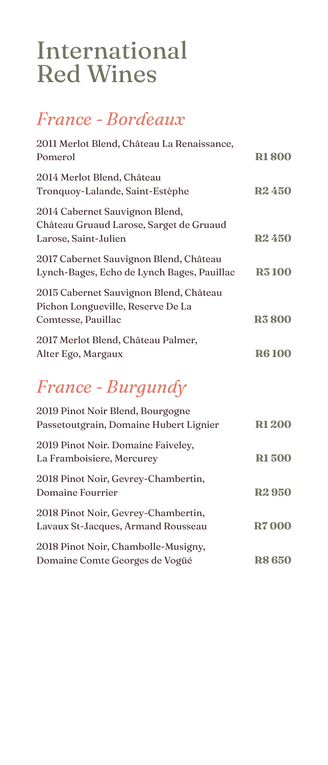# International Red Wines

## *France - Bordeaux*

| Wine | Price |
| --- | --- |
| 2011 Merlot Blend, Château La Renaissance, Pomerol | **R1 800** |
| 2014 Merlot Blend, Château Tronquoy-Lalande, Saint-Estèphe | **R2 450** |
| 2014 Cabernet Sauvignon Blend, Château Gruaud Larose, Sarget de Gruaud Larose, Saint-Julien | **R2 450** |
| 2017 Cabernet Sauvignon Blend, Château Lynch-Bages, Echo de Lynch Bages, Pauillac | **R3 100** |
| 2015 Cabernet Sauvignon Blend, Château Pichon Longueville, Reserve De La Comtesse, Pauillac | **R3 800** |
| 2017 Merlot Blend, Château Palmer, Alter Ego, Margaux | **R6 100** |

## *France - Burgundy*

| Wine | Price |
| --- | --- |
| 2019 Pinot Noir Blend, Bourgogne Passetoutgrain, Domaine Hubert Lignier | **R1 200** |
| 2019 Pinot Noir. Domaine Faiveley, La Framboisiere, Mercurey | **R1 500** |
| 2018 Pinot Noir, Gevrey-Chambertin, Domaine Fourrier | **R2 950** |
| 2018 Pinot Noir, Gevrey-Chambertin, Lavaux St-Jacques, Armand Rousseau | **R7 000** |
| 2018 Pinot Noir, Chambolle-Musigny, Domaine Comte Georges de Vogüé | **R8 650** |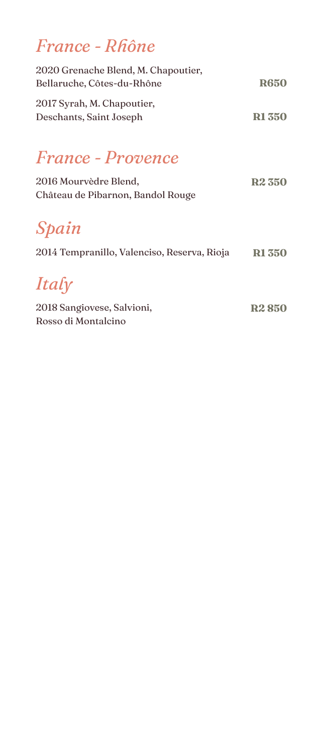## *France - Rhône*

2020 Grenache Blend, M. Chapoutier,
Bellaruche, Côtes-du-Rhône — **R650**

2017 Syrah, M. Chapoutier,
Deschants, Saint Joseph — **R1 350**

## *France - Provence*

2016 Mourvèdre Blend,
Château de Pibarnon, Bandol Rouge — **R2 350**

## *Spain*

2014 Tempranillo, Valenciso, Reserva, Rioja — **R1 350**

## *Italy*

2018 Sangiovese, Salvioni,
Rosso di Montalcino — **R2 850**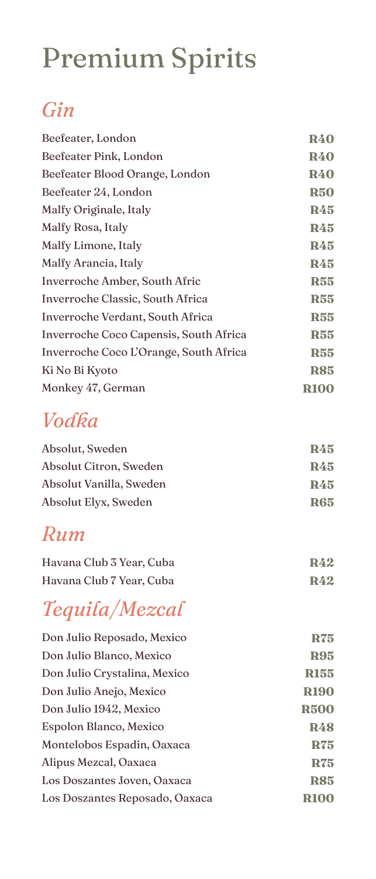# Premium Spirits

## *Gin*

| Item | Price |
| --- | --- |
| Beefeater, London | **R40** |
| Beefeater Pink, London | **R40** |
| Beefeater Blood Orange, London | **R40** |
| Beefeater 24, London | **R50** |
| Malfy Originale, Italy | **R45** |
| Malfy Rosa, Italy | **R45** |
| Malfy Limone, Italy | **R45** |
| Malfy Arancia, Italy | **R45** |
| Inverroche Amber, South Afric | **R55** |
| Inverroche Classic, South Africa | **R55** |
| Inverroche Verdant, South Africa | **R55** |
| Inverroche Coco Capensis, South Africa | **R55** |
| Inverroche Coco L'Orange, South Africa | **R55** |
| Ki No Bi Kyoto | **R85** |
| Monkey 47, German | **R100** |

## *Vodka*

| Item | Price |
| --- | --- |
| Absolut, Sweden | **R45** |
| Absolut Citron, Sweden | **R45** |
| Absolut Vanilla, Sweden | **R45** |
| Absolut Elyx, Sweden | **R65** |

## *Rum*

| Item | Price |
| --- | --- |
| Havana Club 3 Year, Cuba | **R42** |
| Havana Club 7 Year, Cuba | **R42** |

## *Tequila/Mezcal*

| Item | Price |
| --- | --- |
| Don Julio Reposado, Mexico | **R75** |
| Don Julio Blanco, Mexico | **R95** |
| Don Julio Crystalina, Mexico | **R155** |
| Don Julio Anejo, Mexico | **R190** |
| Don Julio 1942, Mexico | **R500** |
| Espolon Blanco, Mexico | **R48** |
| Montelobos Espadin, Oaxaca | **R75** |
| Alipus Mezcal, Oaxaca | **R75** |
| Los Doszantes Joven, Oaxaca | **R85** |
| Los Doszantes Reposado, Oaxaca | **R100** |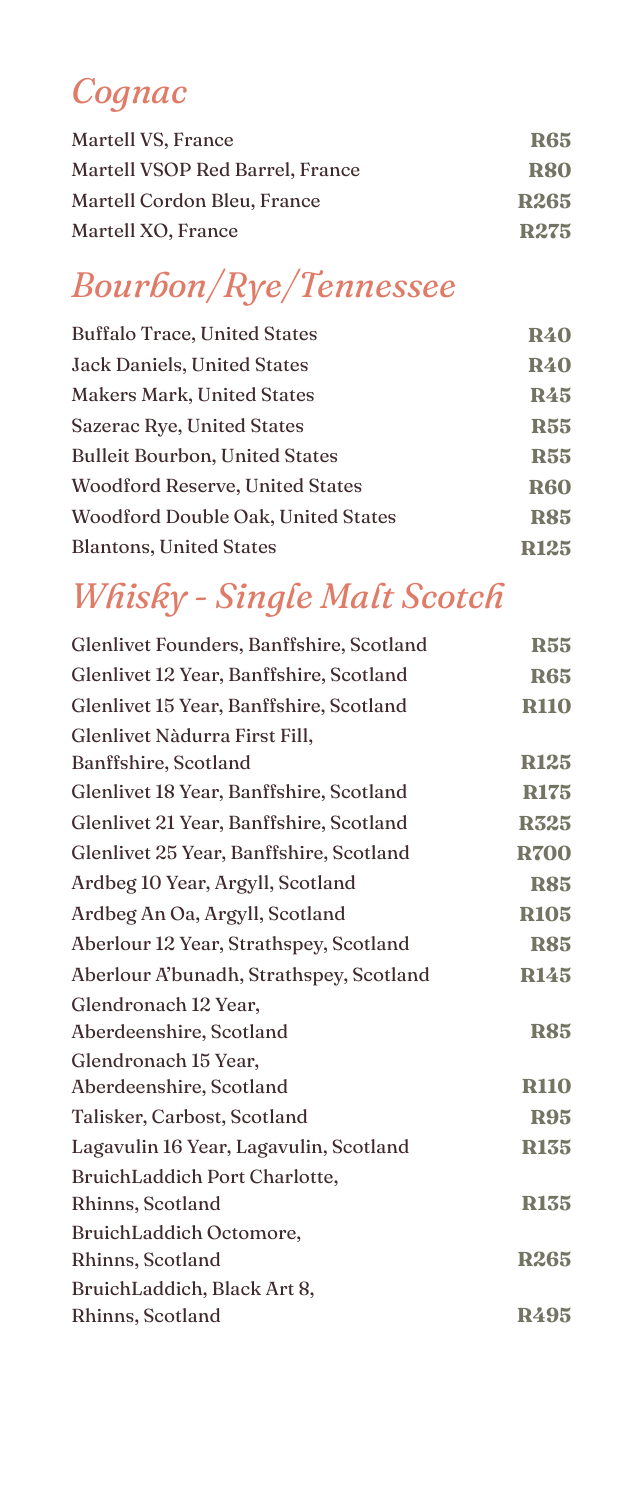## *Cognac*

| | |
|---|---|
| Martell VS, France | **R65** |
| Martell VSOP Red Barrel, France | **R80** |
| Martell Cordon Bleu, France | **R265** |
| Martell XO, France | **R275** |

## *Bourbon/Rye/Tennessee*

| | |
|---|---|
| Buffalo Trace, United States | **R40** |
| Jack Daniels, United States | **R40** |
| Makers Mark, United States | **R45** |
| Sazerac Rye, United States | **R55** |
| Bulleit Bourbon, United States | **R55** |
| Woodford Reserve, United States | **R60** |
| Woodford Double Oak, United States | **R85** |
| Blantons, United States | **R125** |

## *Whisky - Single Malt Scotch*

| | |
|---|---|
| Glenlivet Founders, Banffshire, Scotland | **R55** |
| Glenlivet 12 Year, Banffshire, Scotland | **R65** |
| Glenlivet 15 Year, Banffshire, Scotland | **R110** |
| Glenlivet Nàdurra First Fill, Banffshire, Scotland | **R125** |
| Glenlivet 18 Year, Banffshire, Scotland | **R175** |
| Glenlivet 21 Year, Banffshire, Scotland | **R325** |
| Glenlivet 25 Year, Banffshire, Scotland | **R700** |
| Ardbeg 10 Year, Argyll, Scotland | **R85** |
| Ardbeg An Oa, Argyll, Scotland | **R105** |
| Aberlour 12 Year, Strathspey, Scotland | **R85** |
| Aberlour A'bunadh, Strathspey, Scotland | **R145** |
| Glendronach 12 Year, Aberdeenshire, Scotland | **R85** |
| Glendronach 15 Year, Aberdeenshire, Scotland | **R110** |
| Talisker, Carbost, Scotland | **R95** |
| Lagavulin 16 Year, Lagavulin, Scotland | **R135** |
| BruichLaddich Port Charlotte, Rhinns, Scotland | **R135** |
| BruichLaddich Octomore, Rhinns, Scotland | **R265** |
| BruichLaddich, Black Art 8, Rhinns, Scotland | **R495** |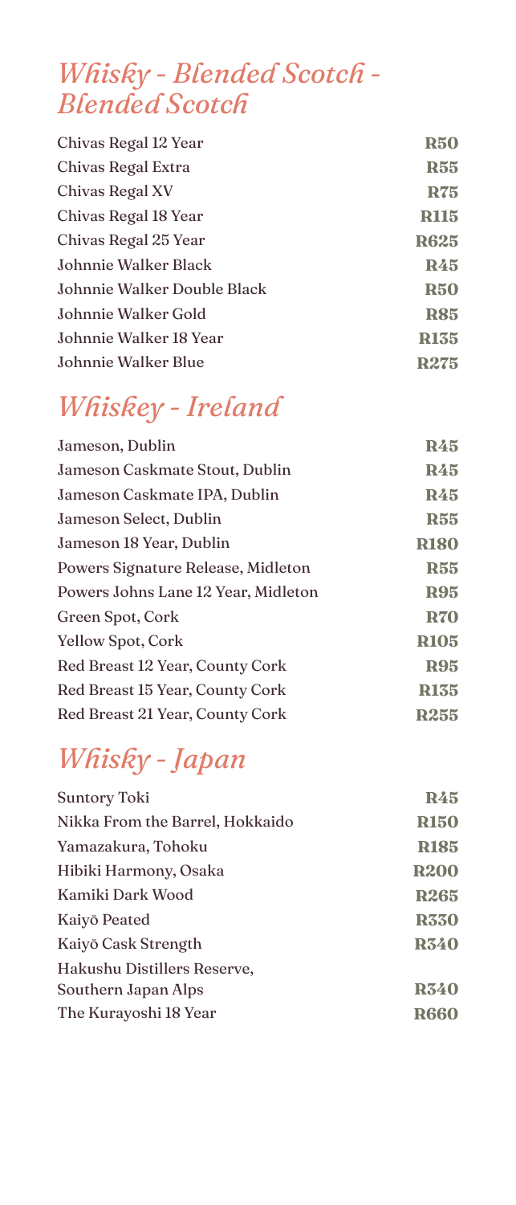## *Whisky - Blended Scotch - Blended Scotch*

| | |
|---|---|
| Chivas Regal 12 Year | **R50** |
| Chivas Regal Extra | **R55** |
| Chivas Regal XV | **R75** |
| Chivas Regal 18 Year | **R115** |
| Chivas Regal 25 Year | **R625** |
| Johnnie Walker Black | **R45** |
| Johnnie Walker Double Black | **R50** |
| Johnnie Walker Gold | **R85** |
| Johnnie Walker 18 Year | **R135** |
| Johnnie Walker Blue | **R275** |

## *Whiskey - Ireland*

| | |
|---|---|
| Jameson, Dublin | **R45** |
| Jameson Caskmate Stout, Dublin | **R45** |
| Jameson Caskmate IPA, Dublin | **R45** |
| Jameson Select, Dublin | **R55** |
| Jameson 18 Year, Dublin | **R180** |
| Powers Signature Release, Midleton | **R55** |
| Powers Johns Lane 12 Year, Midleton | **R95** |
| Green Spot, Cork | **R70** |
| Yellow Spot, Cork | **R105** |
| Red Breast 12 Year, County Cork | **R95** |
| Red Breast 15 Year, County Cork | **R135** |
| Red Breast 21 Year, County Cork | **R255** |

## *Whisky - Japan*

| | |
|---|---|
| Suntory Toki | **R45** |
| Nikka From the Barrel, Hokkaido | **R150** |
| Yamazakura, Tohoku | **R185** |
| Hibiki Harmony, Osaka | **R200** |
| Kamiki Dark Wood | **R265** |
| Kaiyō Peated | **R330** |
| Kaiyō Cask Strength | **R340** |
| Hakushu Distillers Reserve, Southern Japan Alps | **R340** |
| The Kurayoshi 18 Year | **R660** |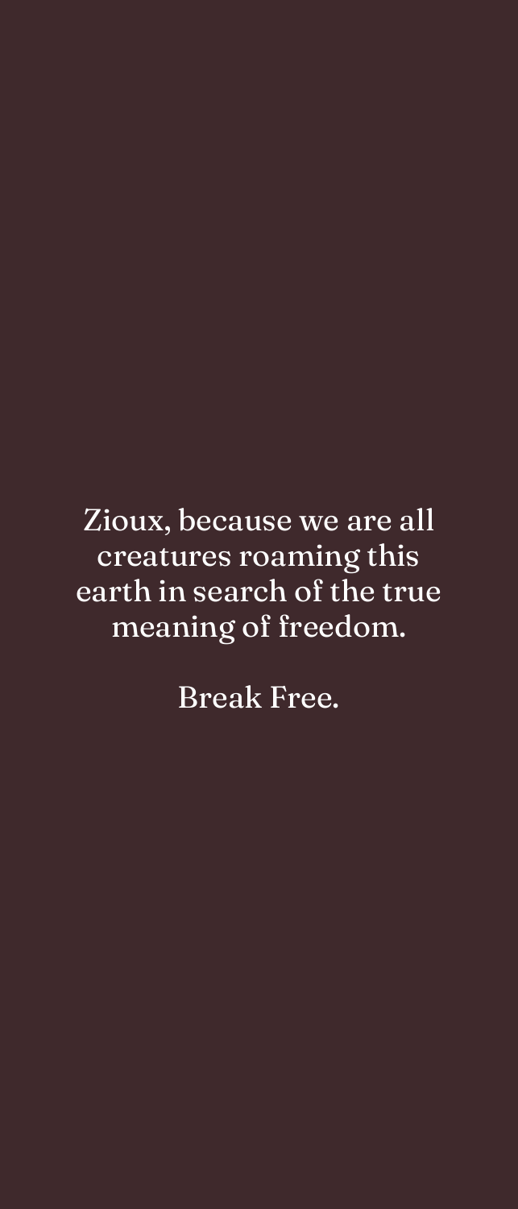Zioux, because we are all creatures roaming this earth in search of the true meaning of freedom.

Break Free.